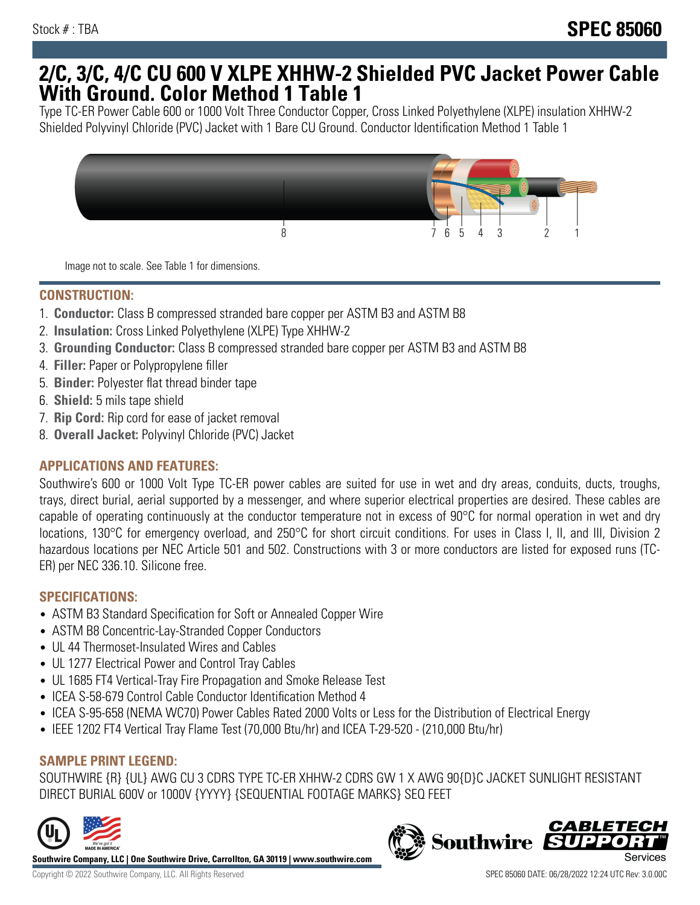Stock # : TBA

# SPEC 85060

## 2/C, 3/C, 4/C CU 600 V XLPE XHHW-2 Shielded PVC Jacket Power Cable With Ground. Color Method 1 Table 1

Type TC-ER Power Cable 600 or 1000 Volt Three Conductor Copper, Cross Linked Polyethylene (XLPE) insulation XHHW-2 Shielded Polyvinyl Chloride (PVC) Jacket with 1 Bare CU Ground. Conductor Identification Method 1 Table 1

Image not to scale. See Table 1 for dimensions.

### CONSTRUCTION:

1. **Conductor:** Class B compressed stranded bare copper per ASTM B3 and ASTM B8
2. **Insulation:** Cross Linked Polyethylene (XLPE) Type XHHW-2
3. **Grounding Conductor:** Class B compressed stranded bare copper per ASTM B3 and ASTM B8
4. **Filler:** Paper or Polypropylene filler
5. **Binder:** Polyester flat thread binder tape
6. **Shield:** 5 mils tape shield
7. **Rip Cord:** Rip cord for ease of jacket removal
8. **Overall Jacket:** Polyvinyl Chloride (PVC) Jacket

### APPLICATIONS AND FEATURES:

Southwire's 600 or 1000 Volt Type TC-ER power cables are suited for use in wet and dry areas, conduits, ducts, troughs, trays, direct burial, aerial supported by a messenger, and where superior electrical properties are desired. These cables are capable of operating continuously at the conductor temperature not in excess of 90°C for normal operation in wet and dry locations, 130°C for emergency overload, and 250°C for short circuit conditions. For uses in Class I, II, and III, Division 2 hazardous locations per NEC Article 501 and 502. Constructions with 3 or more conductors are listed for exposed runs (TC-ER) per NEC 336.10. Silicone free.

### SPECIFICATIONS:

- ASTM B3 Standard Specification for Soft or Annealed Copper Wire
- ASTM B8 Concentric-Lay-Stranded Copper Conductors
- UL 44 Thermoset-Insulated Wires and Cables
- UL 1277 Electrical Power and Control Tray Cables
- UL 1685 FT4 Vertical-Tray Fire Propagation and Smoke Release Test
- ICEA S-58-679 Control Cable Conductor Identification Method 4
- ICEA S-95-658 (NEMA WC70) Power Cables Rated 2000 Volts or Less for the Distribution of Electrical Energy
- IEEE 1202 FT4 Vertical Tray Flame Test (70,000 Btu/hr) and ICEA T-29-520 - (210,000 Btu/hr)

### SAMPLE PRINT LEGEND:

SOUTHWIRE {R} {UL} AWG CU 3 CDRS TYPE TC-ER XHHW-2 CDRS GW 1 X AWG 90{D}C JACKET SUNLIGHT RESISTANT DIRECT BURIAL 600V or 1000V {YYYY} {SEQUENTIAL FOOTAGE MARKS} SEQ FEET

**Southwire Company, LLC | One Southwire Drive, Carrollton, GA 30119 | www.southwire.com**

Copyright © 2022 Southwire Company, LLC. All Rights Reserved

SPEC 85060 DATE: 06/28/2022 12:24 UTC Rev: 3.0.00C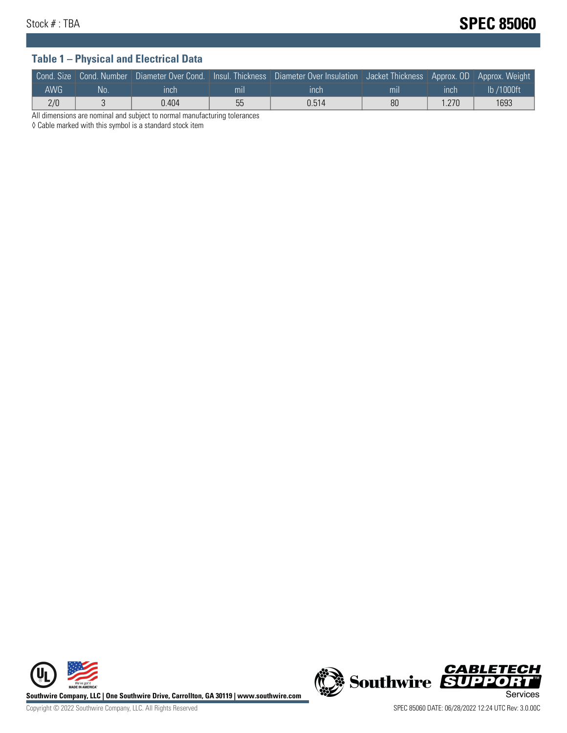### Table 1 – Physical and Electrical Data

| Cond. Size | Cond. Number | Diameter Over Cond. | Insul. Thickness | Diameter Over Insulation | Jacket Thickness | Approx. OD | Approx. Weight |
|---|---|---|---|---|---|---|---|
| AWG | No. | inch | mil | inch | mil | inch | lb /1000ft |
| 2/0 | 3 | 0.404 | 55 | 0.514 | 80 | 1.270 | 1693 |

All dimensions are nominal and subject to normal manufacturing tolerances

◊ Cable marked with this symbol is a standard stock item